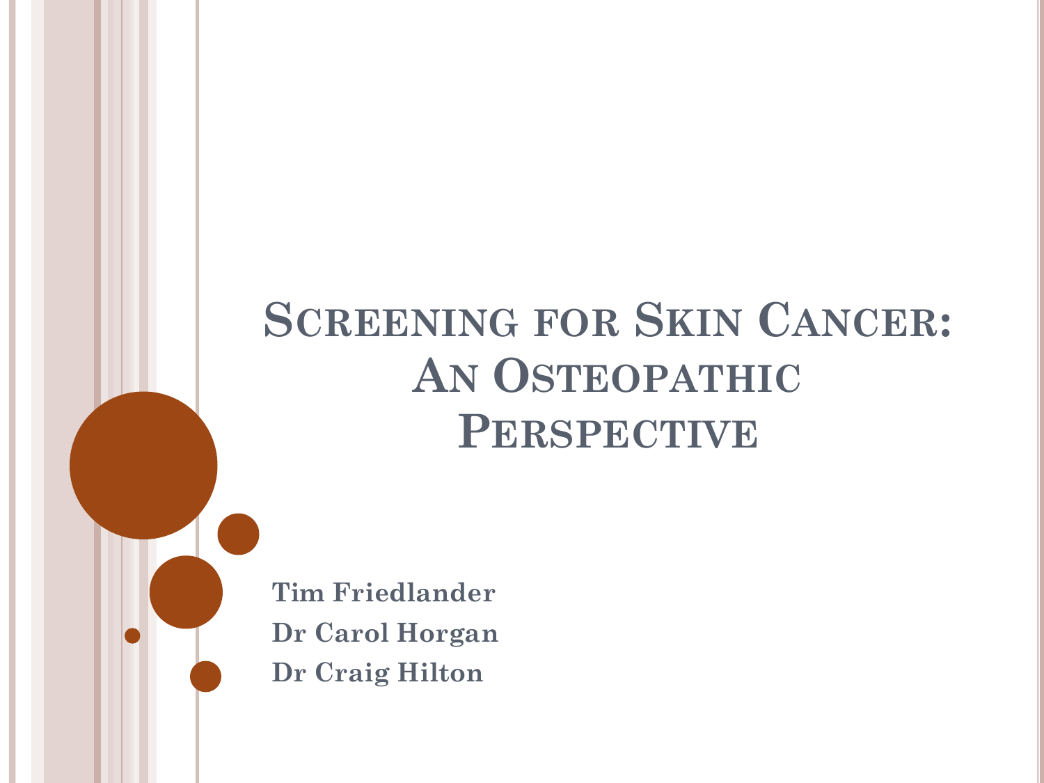# Screening for Skin Cancer: An Osteopathic Perspective

**Tim Friedlander**

**Dr Carol Horgan**

**Dr Craig Hilton**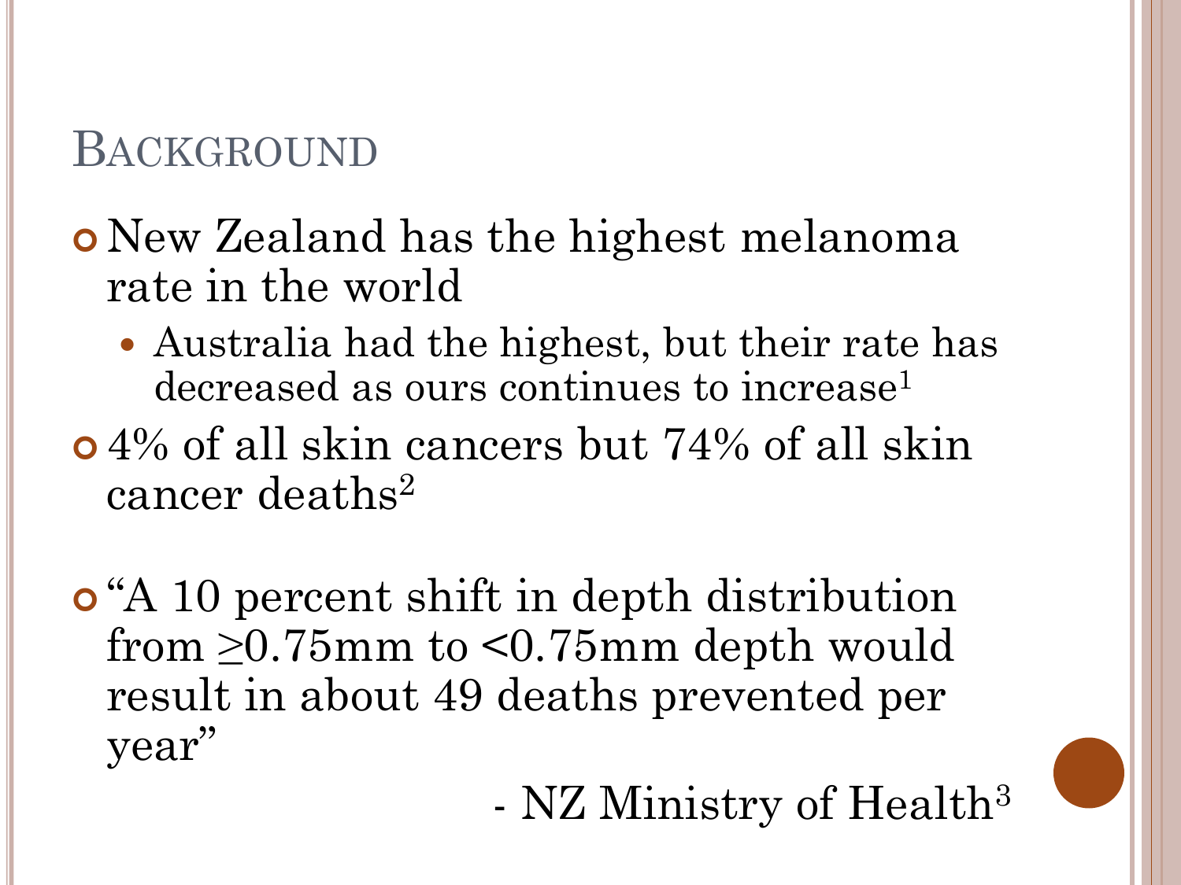# Background

- New Zealand has the highest melanoma rate in the world
  - Australia had the highest, but their rate has decreased as ours continues to increase[1]
- 4% of all skin cancers but 74% of all skin cancer deaths[2]
- "A 10 percent shift in depth distribution from ≥0.75mm to <0.75mm depth would result in about 49 deaths prevented per year"

  \- NZ Ministry of Health[3]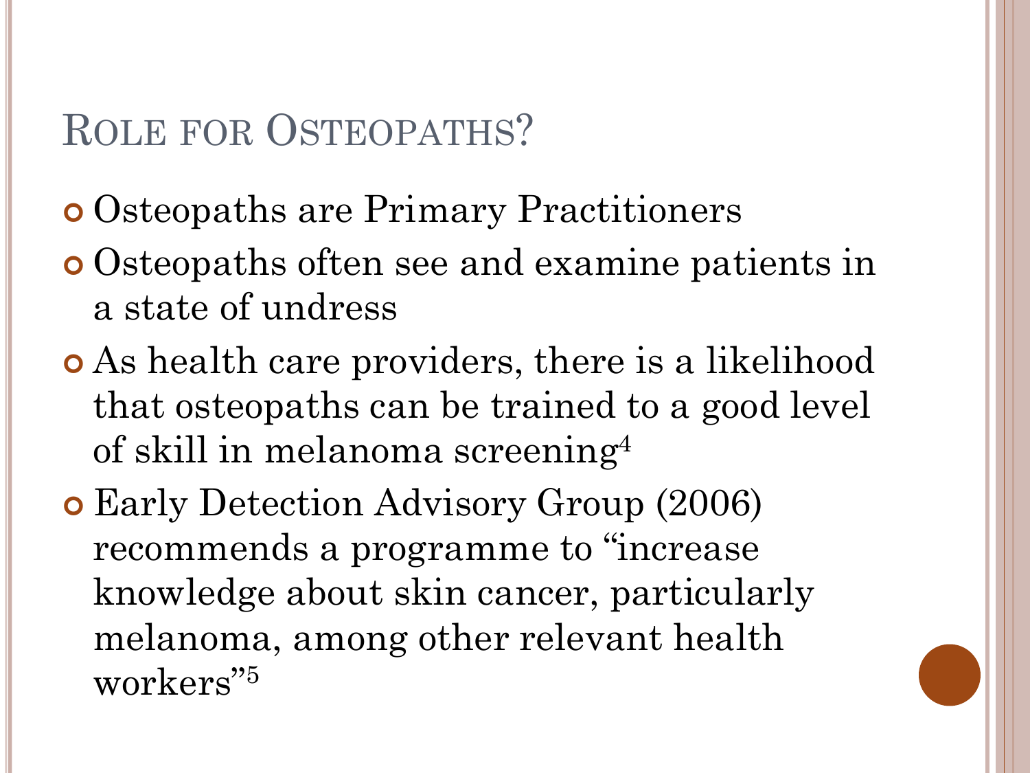# Role for Osteopaths?

- Osteopaths are Primary Practitioners
- Osteopaths often see and examine patients in a state of undress
- As health care providers, there is a likelihood that osteopaths can be trained to a good level of skill in melanoma screening[4]
- Early Detection Advisory Group (2006) recommends a programme to "increase knowledge about skin cancer, particularly melanoma, among other relevant health workers"[5]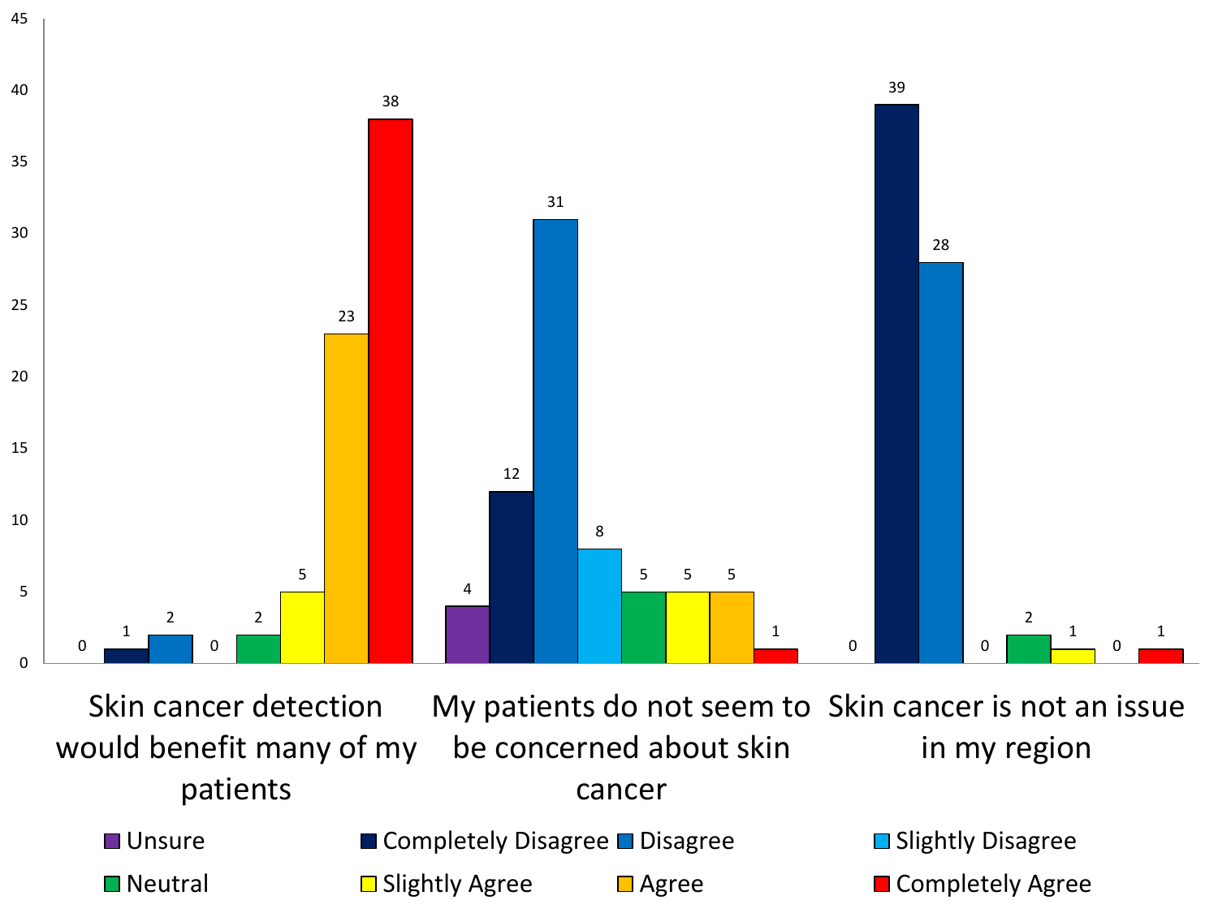| | Unsure | Completely Disagree | Disagree | Slightly Disagree | Neutral | Slightly Agree | Agree | Completely Agree |
|---|---|---|---|---|---|---|---|---|
| Skin cancer detection would benefit many of my patients | 0 | 1 | 2 | 0 | 2 | 5 | 23 | 38 |
| My patients do not seem to be concerned about skin cancer | 4 | 12 | 31 | 8 | 5 | 5 | 5 | 1 |
| Skin cancer is not an issue in my region | 0 | 39 | 28 | 0 | 2 | 1 | 0 | 1 |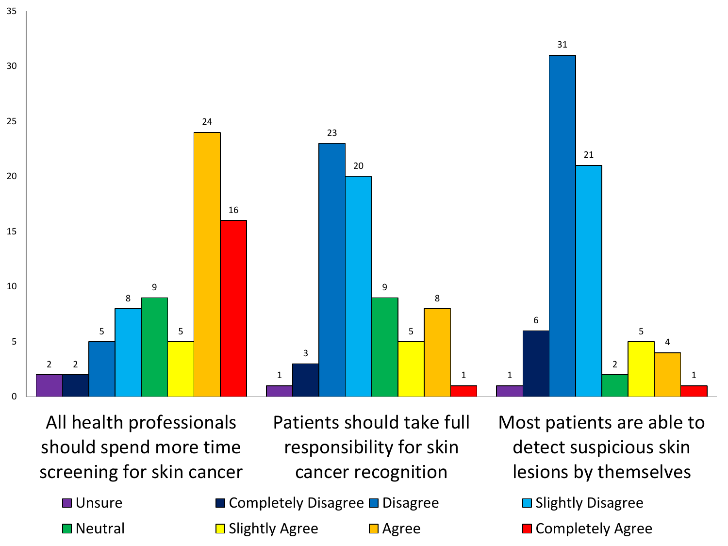| | Unsure | Completely Disagree | Disagree | Slightly Disagree | Neutral | Slightly Agree | Agree | Completely Agree |
|---|---|---|---|---|---|---|---|---|
| All health professionals should spend more time screening for skin cancer | 2 | 2 | 5 | 8 | 9 | 5 | 24 | 16 |
| Patients should take full responsibility for skin cancer recognition | 1 | 3 | 23 | 20 | 9 | 5 | 8 | 1 |
| Most patients are able to detect suspicious skin lesions by themselves | 1 | 6 | 31 | 21 | 2 | 5 | 4 | 1 |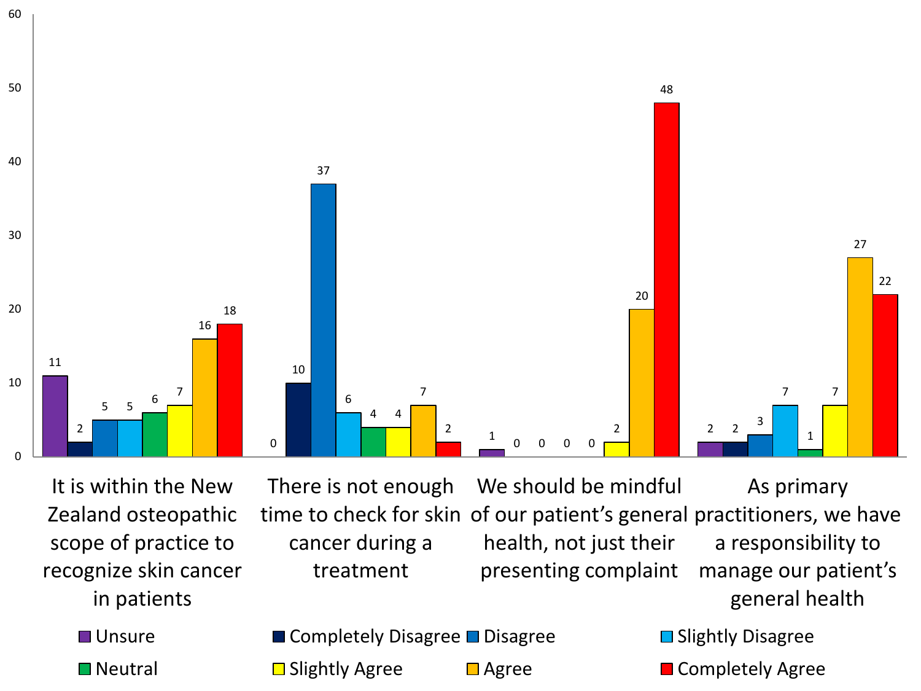| Statement | Unsure | Completely Disagree | Disagree | Slightly Disagree | Neutral | Slightly Agree | Agree | Completely Agree |
|---|---|---|---|---|---|---|---|---|
| It is within the New Zealand osteopathic scope of practice to recognize skin cancer in patients | 11 | 2 | 5 | 5 | 6 | 7 | 16 | 18 |
| There is not enough time to check for skin cancer during a treatment | 0 | 10 | 37 | 6 | 4 | 4 | 7 | 2 |
| We should be mindful of our patient's general health, not just their presenting complaint | 1 | 0 | 0 | 0 | 0 | 2 | 20 | 48 |
| As primary practitioners, we have a responsibility to manage our patient's general health | 2 | 2 | 3 | 7 | 1 | 7 | 27 | 22 |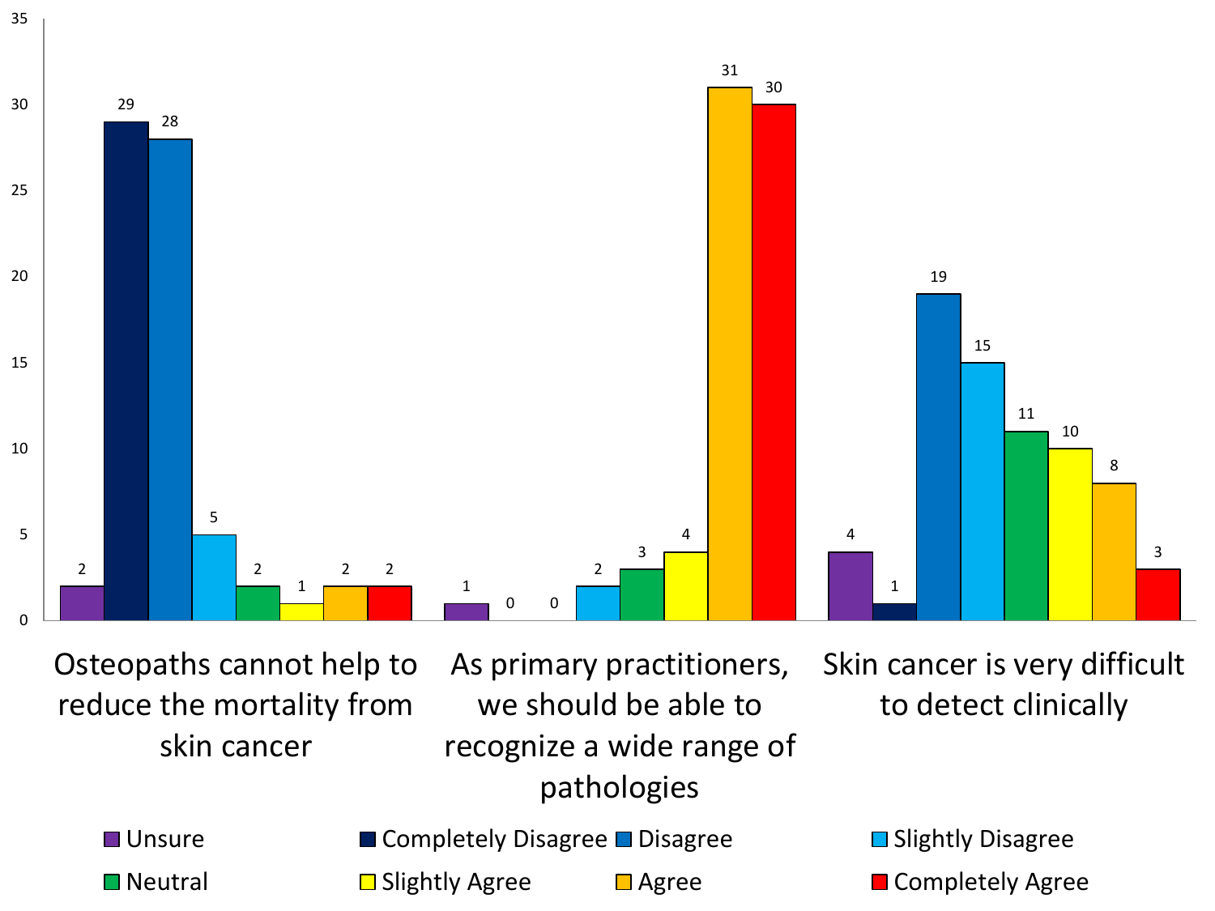| | Unsure | Completely Disagree | Disagree | Slightly Disagree | Neutral | Slightly Agree | Agree | Completely Agree |
|---|---|---|---|---|---|---|---|---|
| Osteopaths cannot help to reduce the mortality from skin cancer | 2 | 29 | 28 | 5 | 2 | 1 | 2 | 2 |
| As primary practitioners, we should be able to recognize a wide range of pathologies | 1 | 0 | 0 | 2 | 3 | 4 | 31 | 30 |
| Skin cancer is very difficult to detect clinically | 4 | 1 | 19 | 15 | 11 | 10 | 8 | 3 |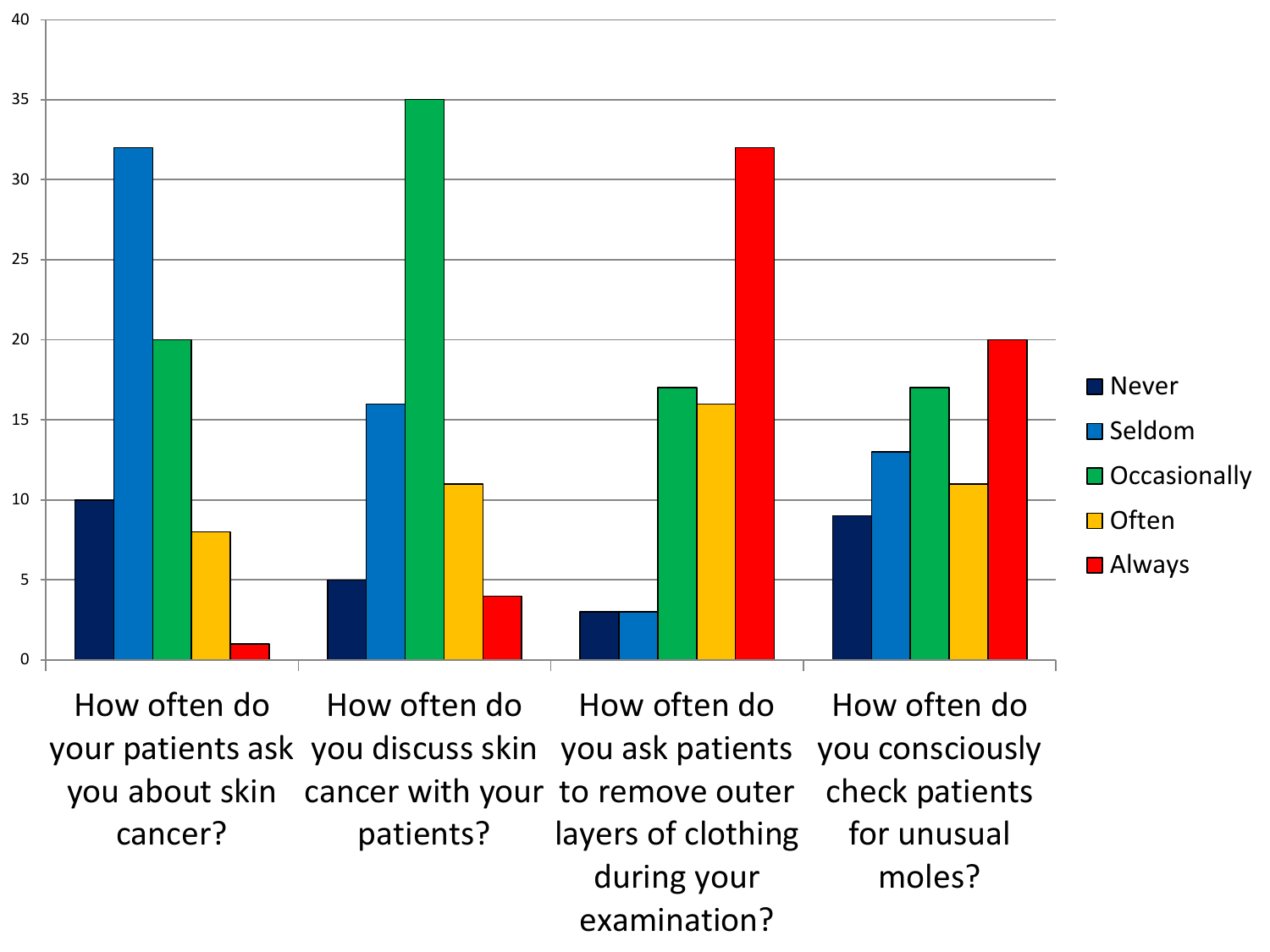| | Never | Seldom | Occasionally | Often | Always |
|---|---|---|---|---|---|
| How often do your patients ask you about skin cancer? | 10 | 32 | 20 | 8 | 1 |
| How often do you discuss skin cancer with your patients? | 5 | 16 | 35 | 11 | 4 |
| How often do you ask patients to remove outer layers of clothing during your examination? | 3 | 3 | 17 | 16 | 32 |
| How often do you consciously check patients for unusual moles? | 9 | 13 | 17 | 11 | 20 |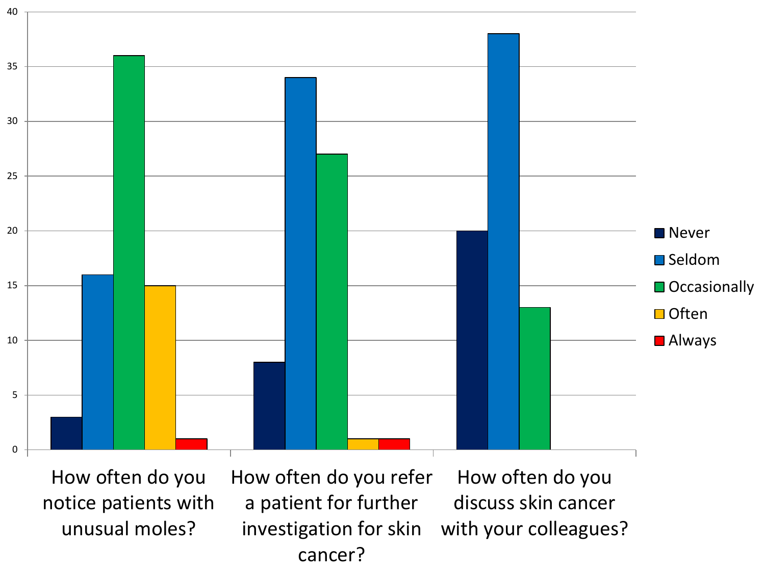| | Never | Seldom | Occasionally | Often | Always |
|---|---|---|---|---|---|
| How often do you notice patients with unusual moles? | 3 | 16 | 36 | 15 | 1 |
| How often do you refer a patient for further investigation for skin cancer? | 8 | 34 | 27 | 1 | 1 |
| How often do you discuss skin cancer with your colleagues? | 20 | 38 | 13 | | |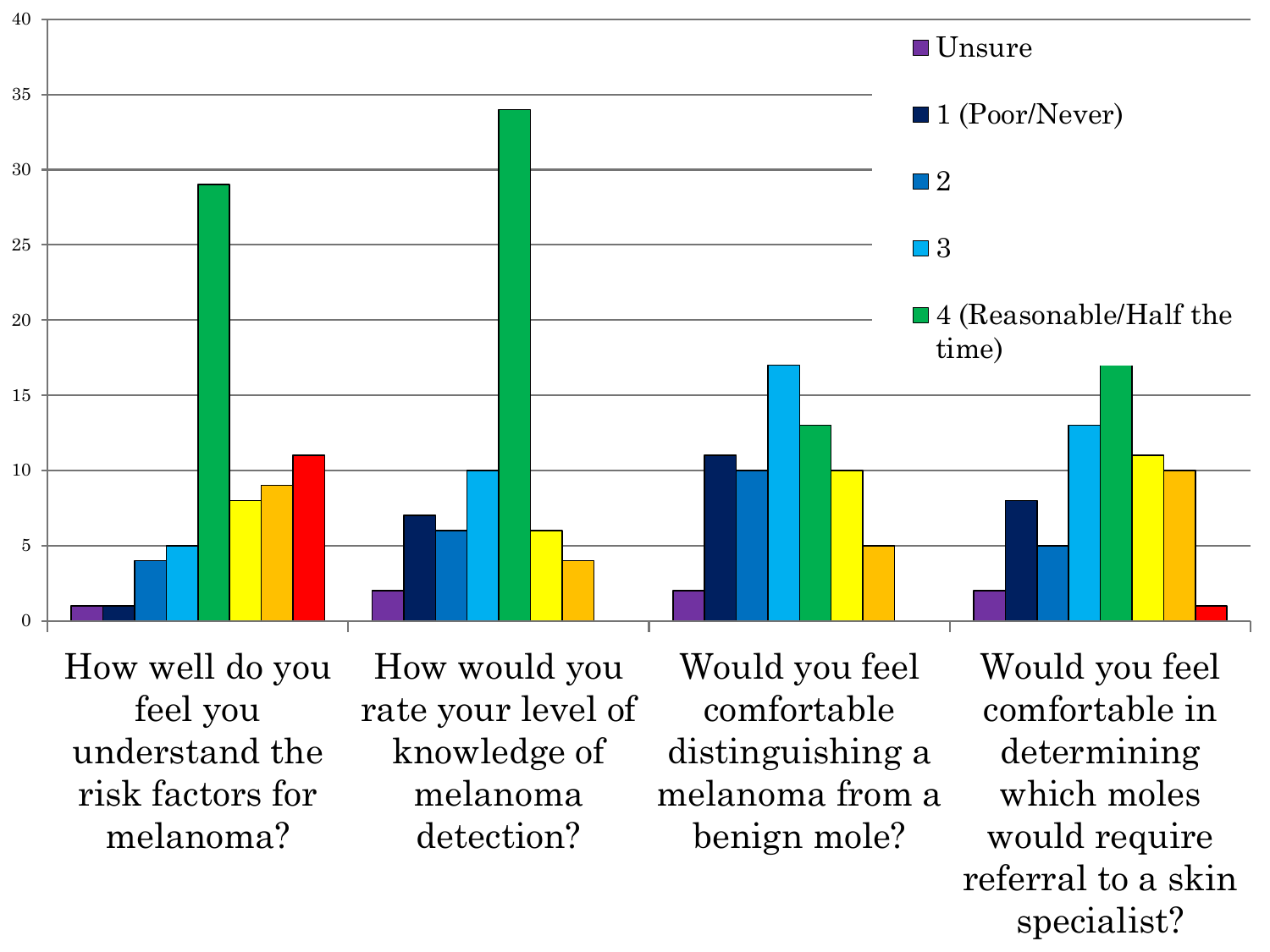40

35

30

25

20

15

10

5

0

- Unsure
- 1 (Poor/Never)
- 2
- 3
- 4 (Reasonable/Half the time)

How well do you feel you understand the risk factors for melanoma?

How would you rate your level of knowledge of melanoma detection?

Would you feel comfortable distinguishing a melanoma from a benign mole?

Would you feel comfortable in determining which moles would require referral to a skin specialist?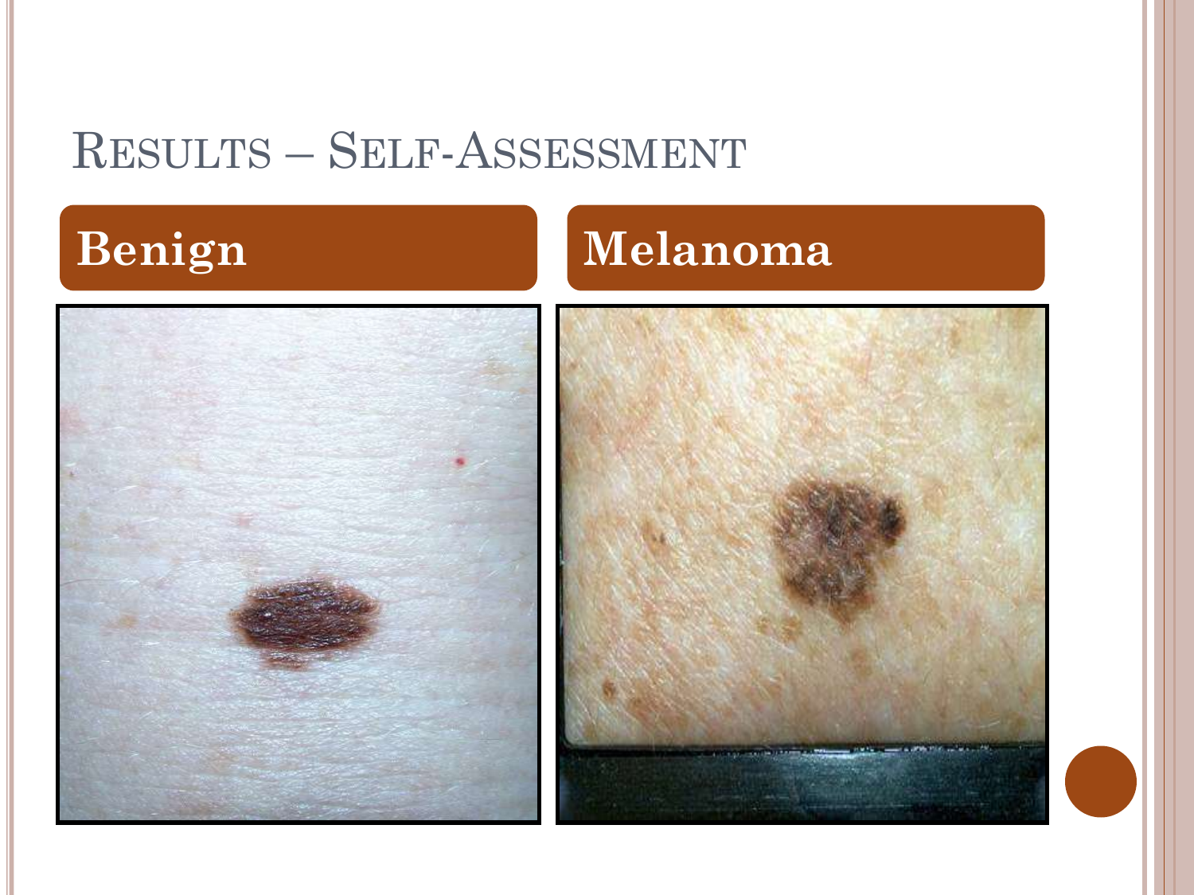# Results – Self-Assessment

**Benign**

**Melanoma**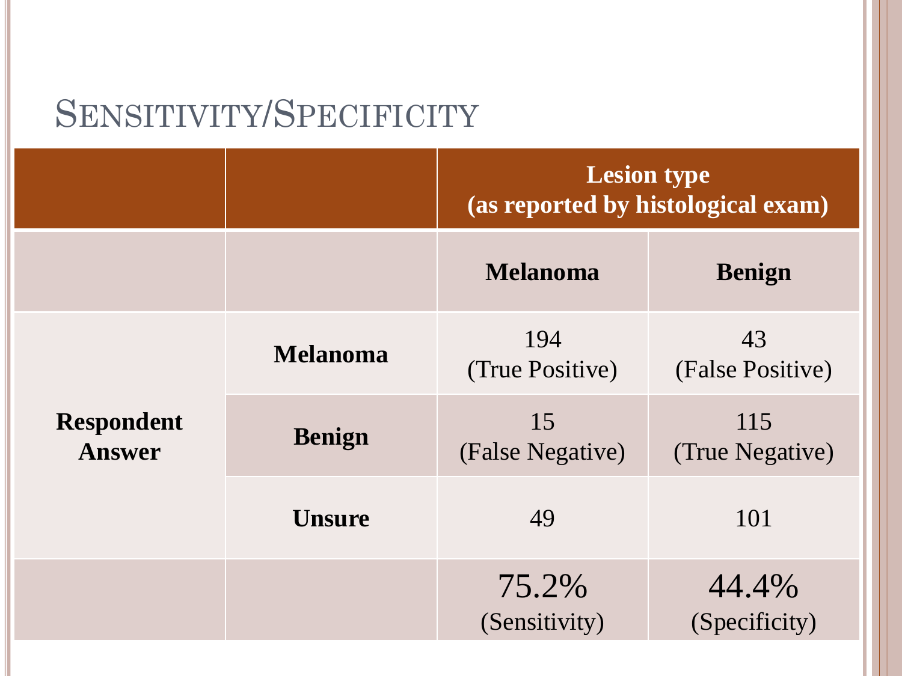# Sensitivity/Specificity

| | | Lesion type (as reported by histological exam) | |
|---|---|---|---|
| | | **Melanoma** | **Benign** |
| **Respondent Answer** | **Melanoma** | 194 (True Positive) | 43 (False Positive) |
| | **Benign** | 15 (False Negative) | 115 (True Negative) |
| | **Unsure** | 49 | 101 |
| | | 75.2% (Sensitivity) | 44.4% (Specificity) |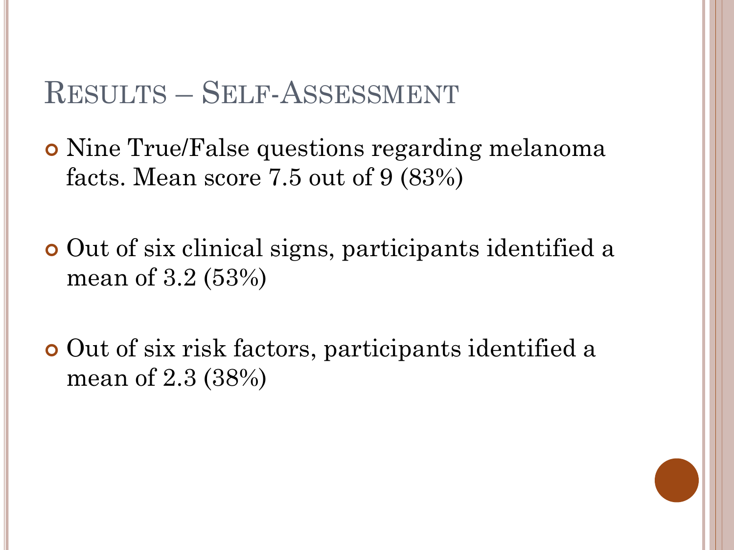## Results – Self-Assessment

- Nine True/False questions regarding melanoma facts. Mean score 7.5 out of 9 (83%)
- Out of six clinical signs, participants identified a mean of 3.2 (53%)
- Out of six risk factors, participants identified a mean of 2.3 (38%)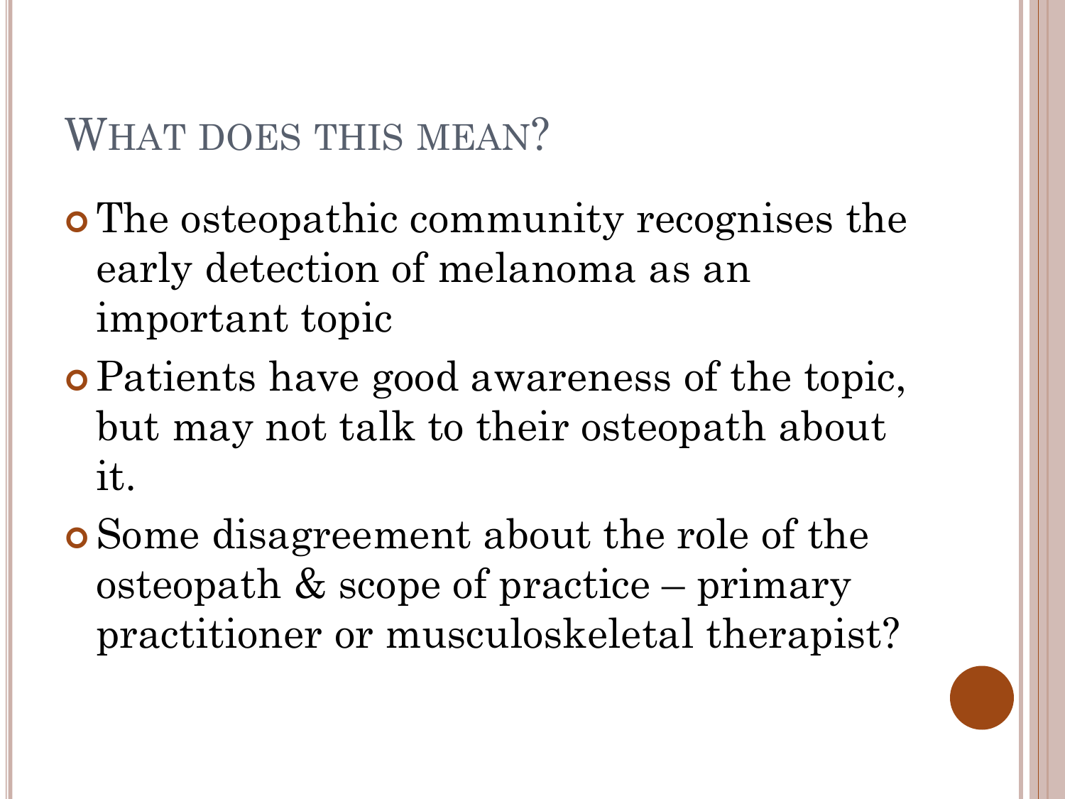## What does this mean?

- The osteopathic community recognises the early detection of melanoma as an important topic
- Patients have good awareness of the topic, but may not talk to their osteopath about it.
- Some disagreement about the role of the osteopath & scope of practice – primary practitioner or musculoskeletal therapist?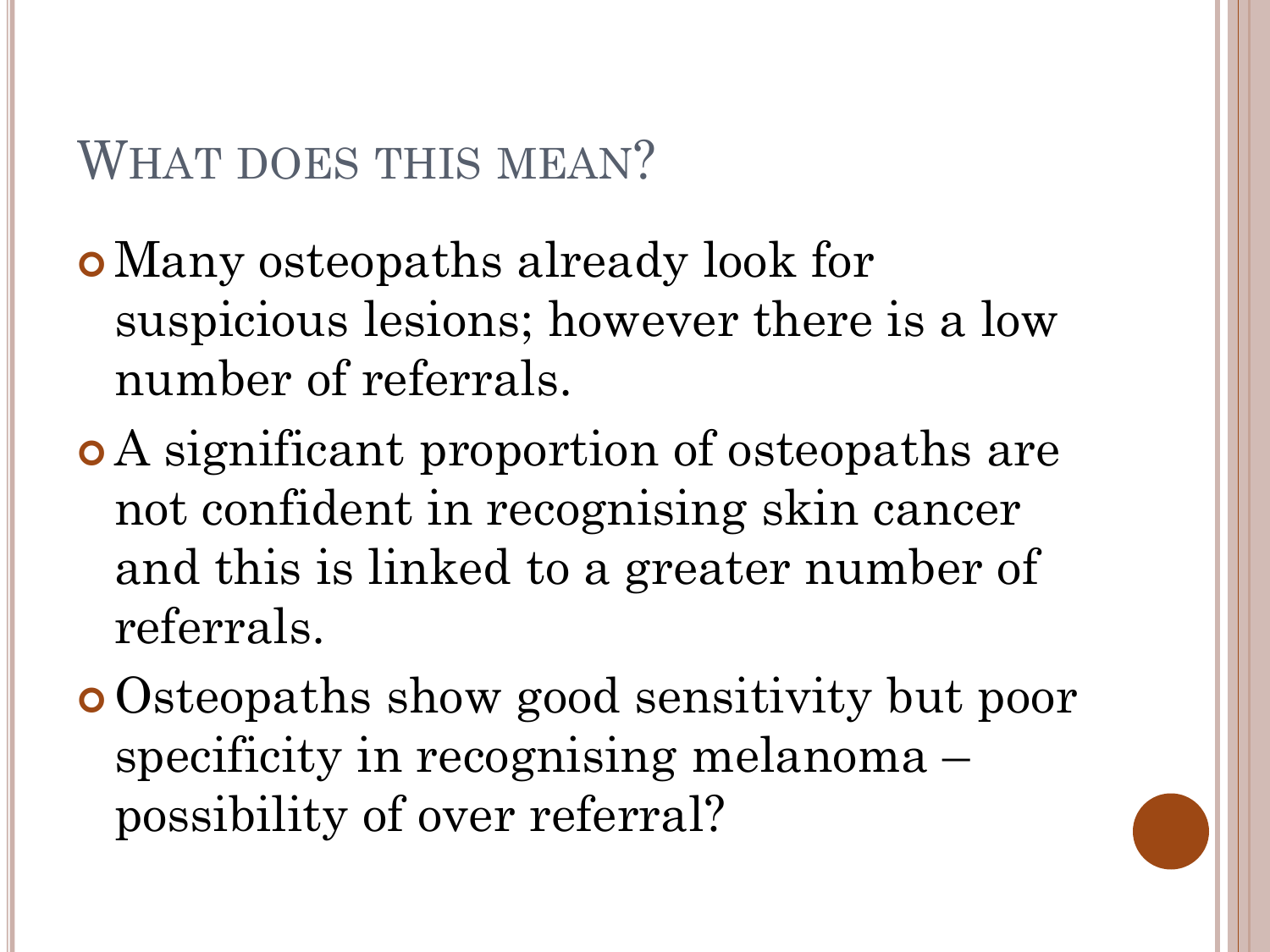# What does this mean?

- Many osteopaths already look for suspicious lesions; however there is a low number of referrals.
- A significant proportion of osteopaths are not confident in recognising skin cancer and this is linked to a greater number of referrals.
- Osteopaths show good sensitivity but poor specificity in recognising melanoma – possibility of over referral?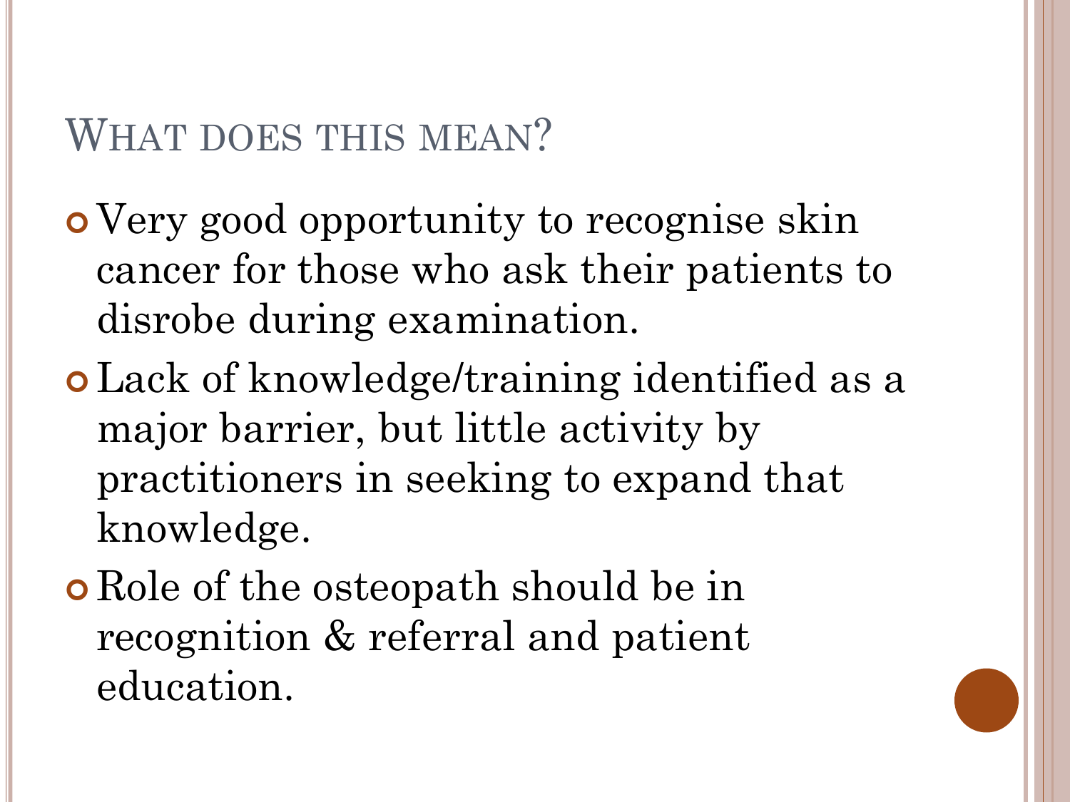## What does this mean?

- Very good opportunity to recognise skin cancer for those who ask their patients to disrobe during examination.
- Lack of knowledge/training identified as a major barrier, but little activity by practitioners in seeking to expand that knowledge.
- Role of the osteopath should be in recognition & referral and patient education.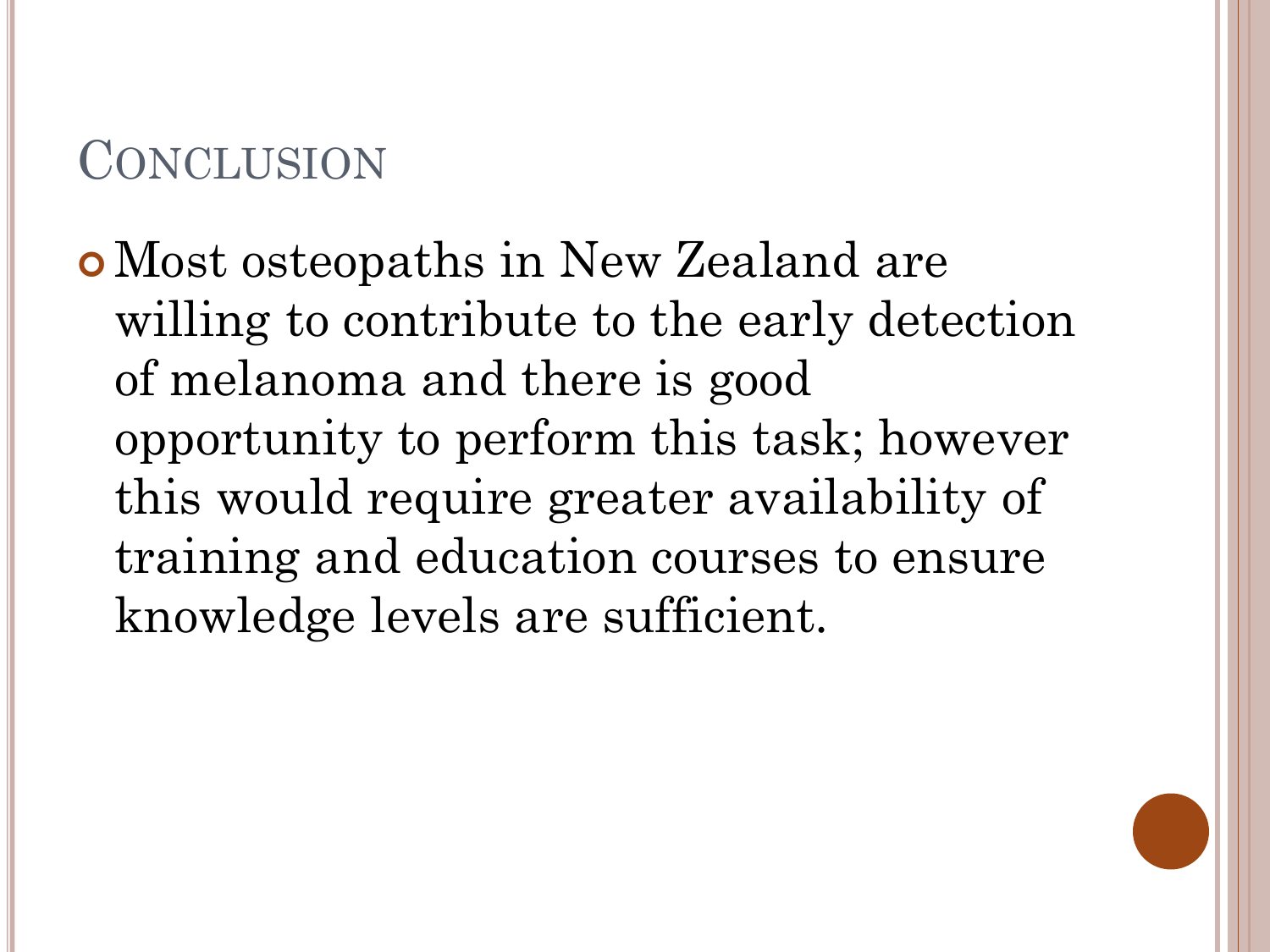# Conclusion

- Most osteopaths in New Zealand are willing to contribute to the early detection of melanoma and there is good opportunity to perform this task; however this would require greater availability of training and education courses to ensure knowledge levels are sufficient.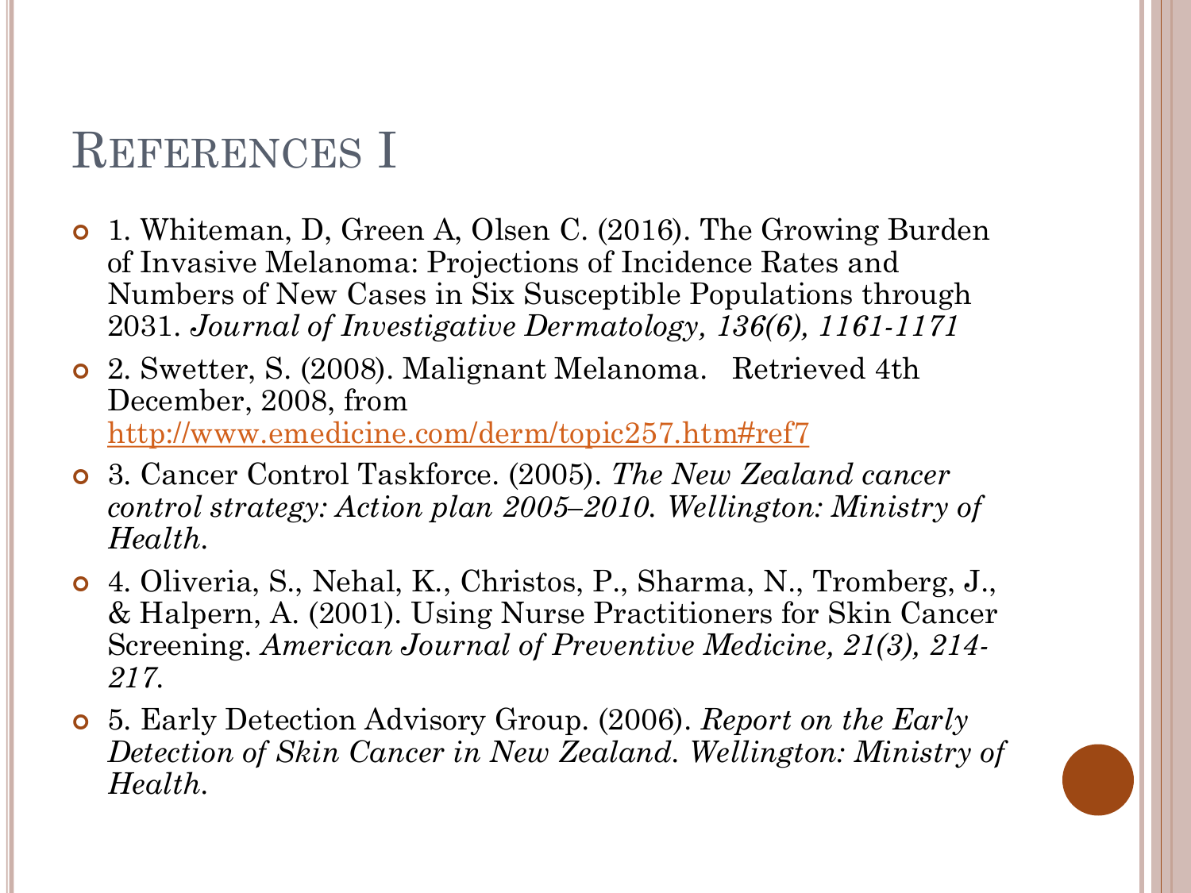# References I

- 1. Whiteman, D, Green A, Olsen C. (2016). The Growing Burden of Invasive Melanoma: Projections of Incidence Rates and Numbers of New Cases in Six Susceptible Populations through 2031. *Journal of Investigative Dermatology, 136(6), 1161-1171*
- 2. Swetter, S. (2008). Malignant Melanoma. Retrieved 4th December, 2008, from [http://www.emedicine.com/derm/topic257.htm#ref7](http://www.emedicine.com/derm/topic257.htm#ref7)
- 3. Cancer Control Taskforce. (2005). *The New Zealand cancer control strategy: Action plan 2005–2010. Wellington: Ministry of Health.*
- 4. Oliveria, S., Nehal, K., Christos, P., Sharma, N., Tromberg, J., & Halpern, A. (2001). Using Nurse Practitioners for Skin Cancer Screening. *American Journal of Preventive Medicine, 21(3), 214-217.*
- 5. Early Detection Advisory Group. (2006). *Report on the Early Detection of Skin Cancer in New Zealand. Wellington: Ministry of Health.*